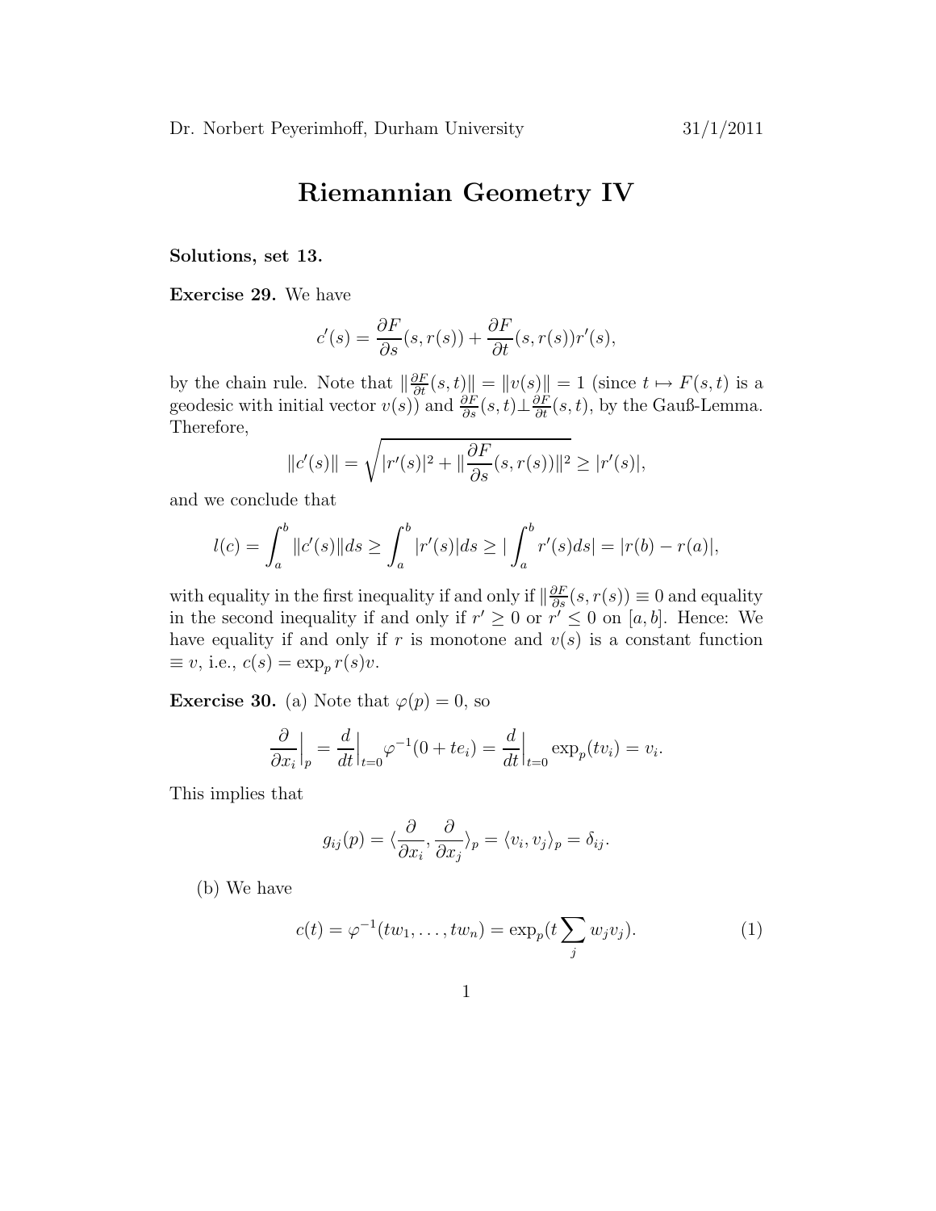Dr. Norbert Peyerimhoff, Durham University 31/1/2011

# Riemannian Geometry IV

**Solutions, set 13.**

**Exercise 29.** We have

$$c'(s) = \frac{\partial F}{\partial s}(s, r(s)) + \frac{\partial F}{\partial t}(s, r(s))r'(s),$$

by the chain rule. Note that $\|\frac{\partial F}{\partial t}(s,t)\| = \|v(s)\| = 1$ (since $t \mapsto F(s,t)$ is a geodesic with initial vector $v(s)$) and $\frac{\partial F}{\partial s}(s,t) \perp \frac{\partial F}{\partial t}(s,t)$, by the Gauß-Lemma. Therefore,

$$\|c'(s)\| = \sqrt{|r'(s)|^2 + \|\frac{\partial F}{\partial s}(s, r(s))\|^2} \geq |r'(s)|,$$

and we conclude that

$$l(c) = \int_a^b \|c'(s)\| ds \geq \int_a^b |r'(s)| ds \geq |\int_a^b r'(s) ds| = |r(b) - r(a)|,$$

with equality in the first inequality if and only if $\|\frac{\partial F}{\partial s}(s, r(s)) \equiv 0$ and equality in the second inequality if and only if $r' \geq 0$ or $r' \leq 0$ on $[a,b]$. Hence: We have equality if and only if $r$ is monotone and $v(s)$ is a constant function $\equiv v$, i.e., $c(s) = \exp_p r(s)v$.

**Exercise 30.** (a) Note that $\varphi(p) = 0$, so

$$\frac{\partial}{\partial x_i}\Big|_p = \frac{d}{dt}\Big|_{t=0} \varphi^{-1}(0 + te_i) = \frac{d}{dt}\Big|_{t=0} \exp_p(tv_i) = v_i.$$

This implies that

$$g_{ij}(p) = \langle \frac{\partial}{\partial x_i}, \frac{\partial}{\partial x_j} \rangle_p = \langle v_i, v_j \rangle_p = \delta_{ij}.$$

(b) We have

$$c(t) = \varphi^{-1}(tw_1, \dots, tw_n) = \exp_p(t \sum_j w_j v_j). \tag{1}$$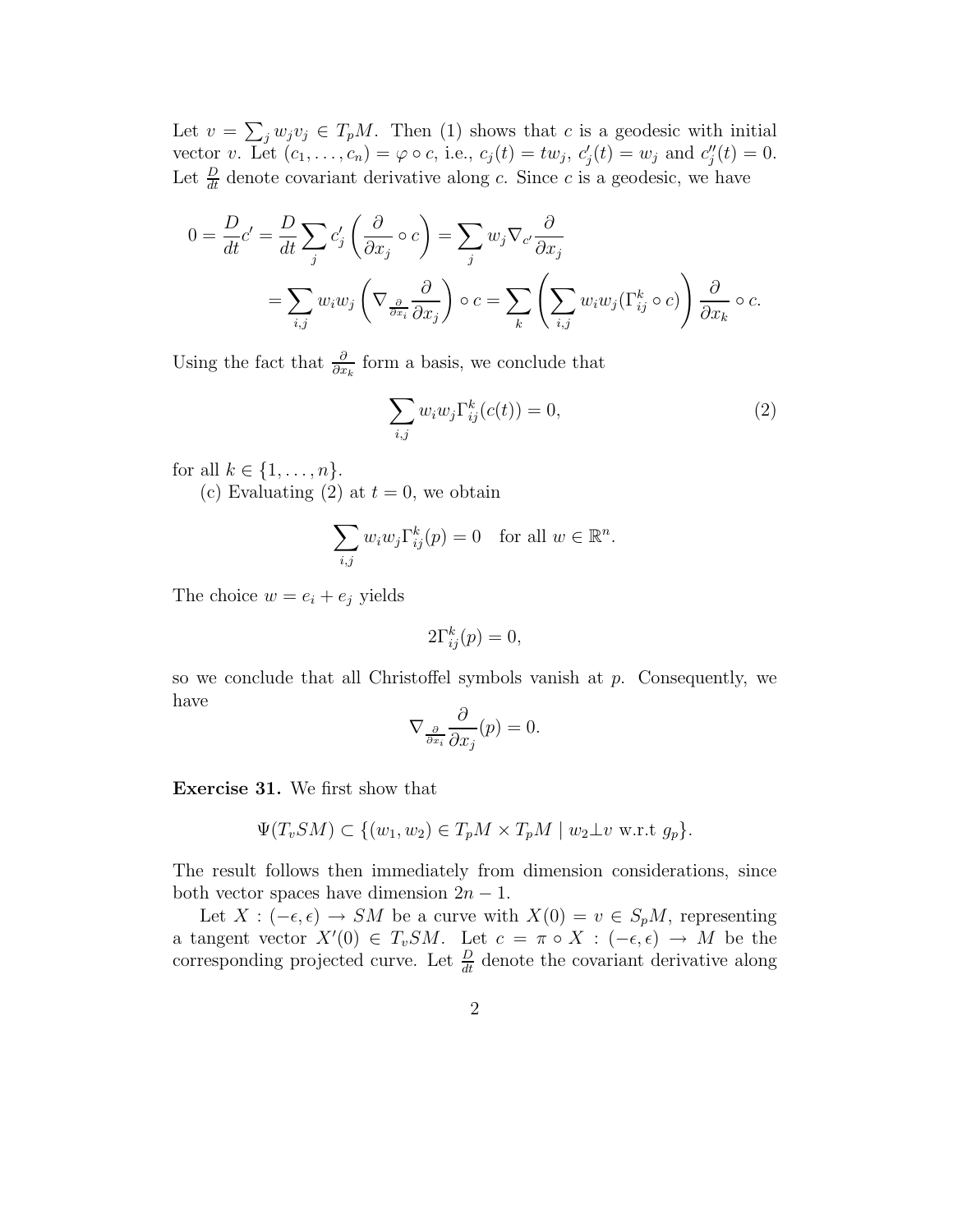Let $v = \sum_j w_j v_j \in T_pM$. Then (1) shows that $c$ is a geodesic with initial vector $v$. Let $(c_1, \ldots, c_n) = \varphi \circ c$, i.e., $c_j(t) = tw_j$, $c_j'(t) = w_j$ and $c_j''(t) = 0$. Let $\frac{D}{dt}$ denote covariant derivative along $c$. Since $c$ is a geodesic, we have

$$
\begin{aligned}
0 = \frac{D}{dt} c' = \frac{D}{dt} \sum_j c_j' \left( \frac{\partial}{\partial x_j} \circ c \right) &= \sum_j w_j \nabla_{c'} \frac{\partial}{\partial x_j} \\
&= \sum_{i,j} w_i w_j \left( \nabla_{\frac{\partial}{\partial x_i}} \frac{\partial}{\partial x_j} \right) \circ c = \sum_k \left( \sum_{i,j} w_i w_j (\Gamma_{ij}^k \circ c) \right) \frac{\partial}{\partial x_k} \circ c.
\end{aligned}
$$

Using the fact that $\frac{\partial}{\partial x_k}$ form a basis, we conclude that

$$
\sum_{i,j} w_i w_j \Gamma_{ij}^k (c(t)) = 0, \tag{2}
$$

for all $k \in \{1, \ldots, n\}$.

(c) Evaluating (2) at $t = 0$, we obtain

$$
\sum_{i,j} w_i w_j \Gamma_{ij}^k(p) = 0 \quad \text{for all } w \in \mathbb{R}^n.
$$

The choice $w = e_i + e_j$ yields

$$
2\Gamma_{ij}^k(p) = 0,
$$

so we conclude that all Christoffel symbols vanish at $p$. Consequently, we have

$$
\nabla_{\frac{\partial}{\partial x_i}} \frac{\partial}{\partial x_j}(p) = 0.
$$

**Exercise 31.** We first show that

$$
\Psi(T_v SM) \subset \{(w_1, w_2) \in T_pM \times T_pM \mid w_2 \perp v \text{ w.r.t } g_p\}.
$$

The result follows then immediately from dimension considerations, since both vector spaces have dimension $2n - 1$.

Let $X : (-\epsilon, \epsilon) \to SM$ be a curve with $X(0) = v \in S_pM$, representing a tangent vector $X'(0) \in T_v SM$. Let $c = \pi \circ X : (-\epsilon, \epsilon) \to M$ be the corresponding projected curve. Let $\frac{D}{dt}$ denote the covariant derivative along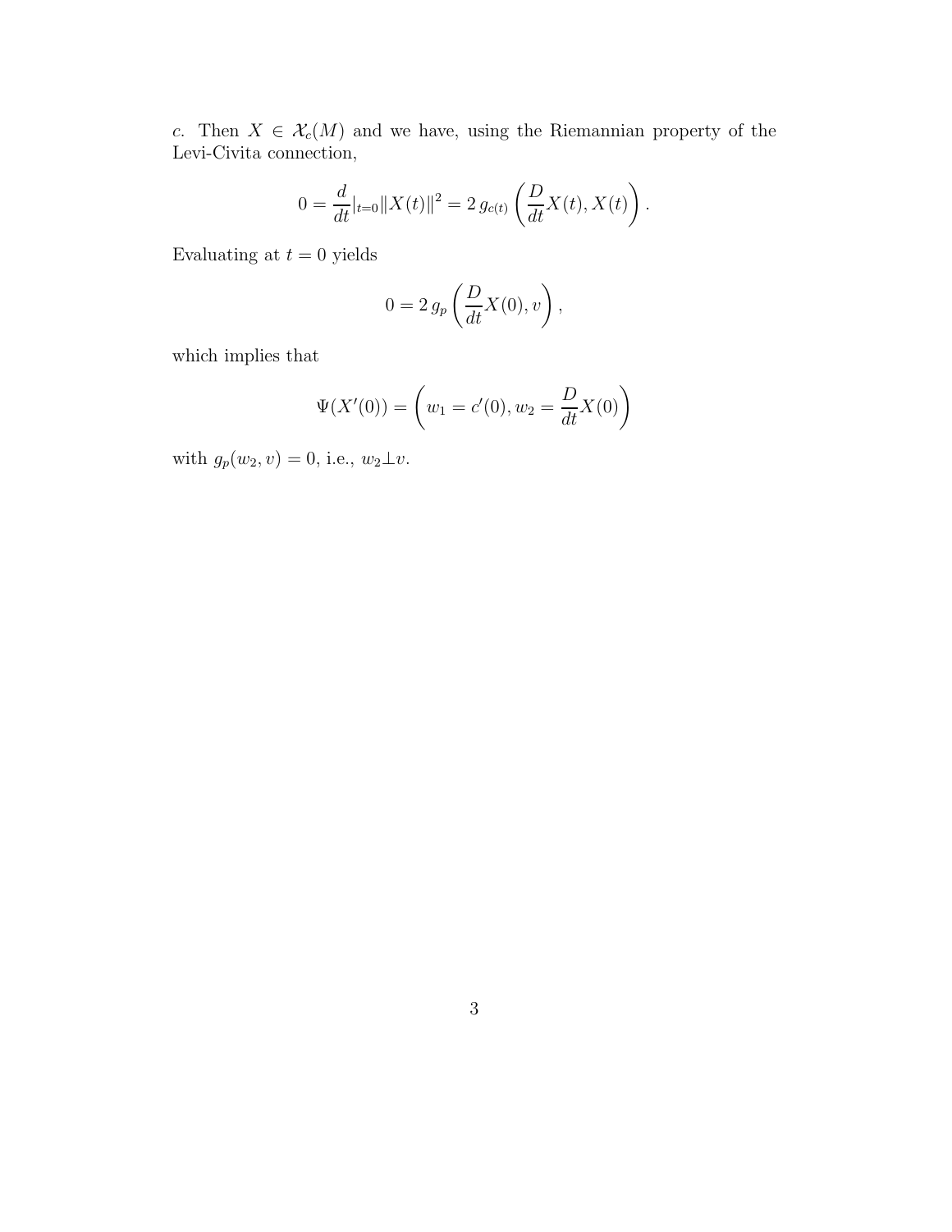$c$. Then $X \in \mathcal{X}_c(M)$ and we have, using the Riemannian property of the Levi-Civita connection,

$$0 = \frac{d}{dt}|_{t=0} \|X(t)\|^2 = 2\, g_{c(t)} \left( \frac{D}{dt} X(t), X(t) \right).$$

Evaluating at $t = 0$ yields

$$0 = 2\, g_p \left( \frac{D}{dt} X(0), v \right),$$

which implies that

$$\Psi(X'(0)) = \left( w_1 = c'(0), w_2 = \frac{D}{dt} X(0) \right)$$

with $g_p(w_2, v) = 0$, i.e., $w_2 \perp v$.